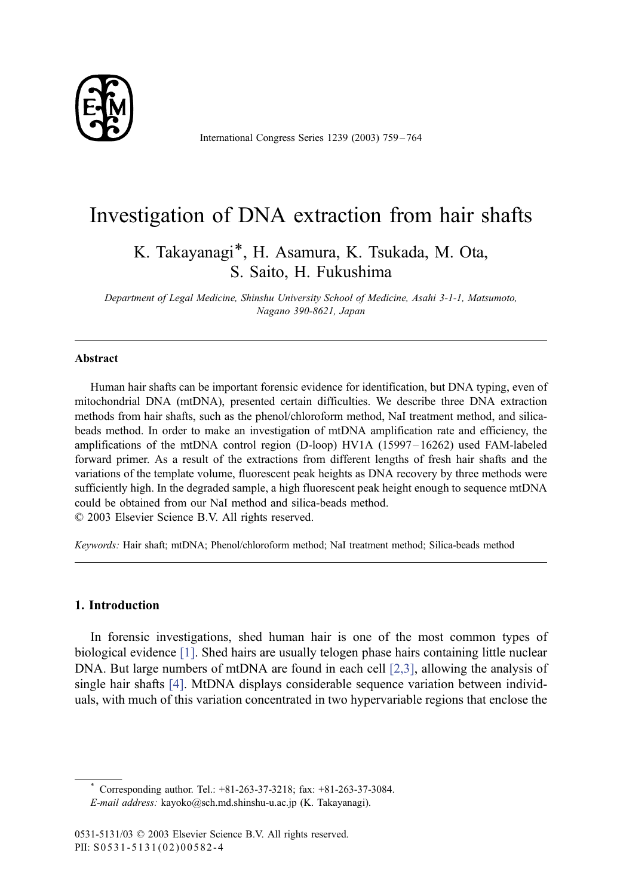# Investigation of DNA extraction from hair shafts

K. Takayanagi*, H. Asamura, K. Tsukada, M. Ota, S. Saito, H. Fukushima

*Department of Legal Medicine, Shinshu University School of Medicine, Asahi 3-1-1, Matsumoto, Nagano 390-8621, Japan*

---

### Abstract

Human hair shafts can be important forensic evidence for identification, but DNA typing, even of mitochondrial DNA (mtDNA), presented certain difficulties. We describe three DNA extraction methods from hair shafts, such as the phenol/chloroform method, NaI treatment method, and silica-beads method. In order to make an investigation of mtDNA amplification rate and efficiency, the amplifications of the mtDNA control region (D-loop) HV1A (15997–16262) used FAM-labeled forward primer. As a result of the extractions from different lengths of fresh hair shafts and the variations of the template volume, fluorescent peak heights as DNA recovery by three methods were sufficiently high. In the degraded sample, a high fluorescent peak height enough to sequence mtDNA could be obtained from our NaI method and silica-beads method.

© 2003 Elsevier Science B.V. All rights reserved.

*Keywords:* Hair shaft; mtDNA; Phenol/chloroform method; NaI treatment method; Silica-beads method

---

## 1. Introduction

In forensic investigations, shed human hair is one of the most common types of biological evidence [1]. Shed hairs are usually telogen phase hairs containing little nuclear DNA. But large numbers of mtDNA are found in each cell [2,3], allowing the analysis of single hair shafts [4]. MtDNA displays considerable sequence variation between individuals, with much of this variation concentrated in two hypervariable regions that enclose the

---

* Corresponding author. Tel.: +81-263-37-3218; fax: +81-263-37-3084.
*E-mail address:* kayoko@sch.md.shinshu-u.ac.jp (K. Takayanagi).

0531-5131/03 © 2003 Elsevier Science B.V. All rights reserved.
PII: S0531-5131(02)00582-4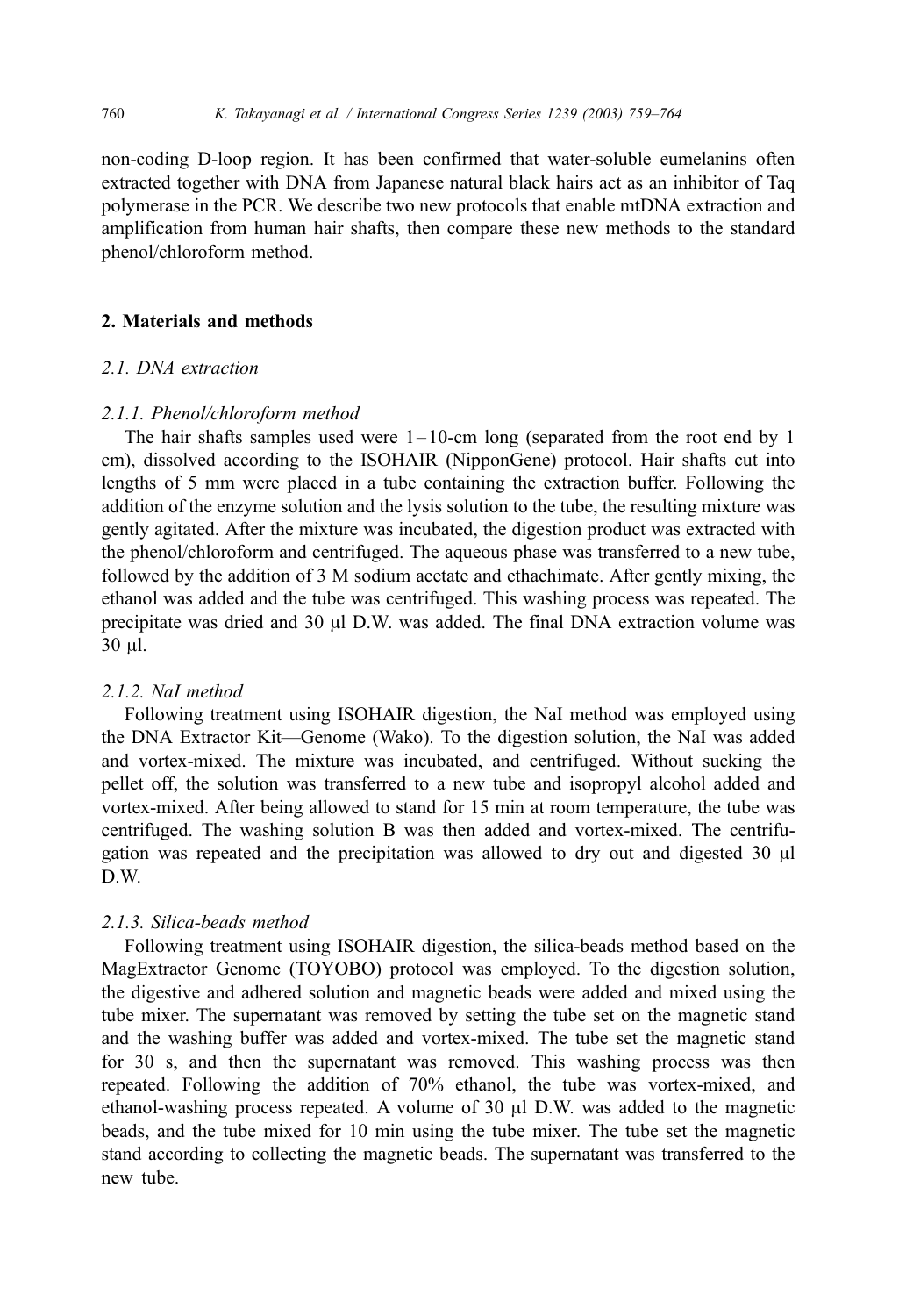non-coding D-loop region. It has been confirmed that water-soluble eumelanins often extracted together with DNA from Japanese natural black hairs act as an inhibitor of Taq polymerase in the PCR. We describe two new protocols that enable mtDNA extraction and amplification from human hair shafts, then compare these new methods to the standard phenol/chloroform method.

## 2. Materials and methods

### 2.1. DNA extraction

#### 2.1.1. Phenol/chloroform method

The hair shafts samples used were 1–10-cm long (separated from the root end by 1 cm), dissolved according to the ISOHAIR (NipponGene) protocol. Hair shafts cut into lengths of 5 mm were placed in a tube containing the extraction buffer. Following the addition of the enzyme solution and the lysis solution to the tube, the resulting mixture was gently agitated. After the mixture was incubated, the digestion product was extracted with the phenol/chloroform and centrifuged. The aqueous phase was transferred to a new tube, followed by the addition of 3 M sodium acetate and ethachimate. After gently mixing, the ethanol was added and the tube was centrifuged. This washing process was repeated. The precipitate was dried and 30 μl D.W. was added. The final DNA extraction volume was 30 μl.

#### 2.1.2. NaI method

Following treatment using ISOHAIR digestion, the NaI method was employed using the DNA Extractor Kit—Genome (Wako). To the digestion solution, the NaI was added and vortex-mixed. The mixture was incubated, and centrifuged. Without sucking the pellet off, the solution was transferred to a new tube and isopropyl alcohol added and vortex-mixed. After being allowed to stand for 15 min at room temperature, the tube was centrifuged. The washing solution B was then added and vortex-mixed. The centrifugation was repeated and the precipitation was allowed to dry out and digested 30 μl D.W.

#### 2.1.3. Silica-beads method

Following treatment using ISOHAIR digestion, the silica-beads method based on the MagExtractor Genome (TOYOBO) protocol was employed. To the digestion solution, the digestive and adhered solution and magnetic beads were added and mixed using the tube mixer. The supernatant was removed by setting the tube set on the magnetic stand and the washing buffer was added and vortex-mixed. The tube set the magnetic stand for 30 s, and then the supernatant was removed. This washing process was then repeated. Following the addition of 70% ethanol, the tube was vortex-mixed, and ethanol-washing process repeated. A volume of 30 μl D.W. was added to the magnetic beads, and the tube mixed for 10 min using the tube mixer. The tube set the magnetic stand according to collecting the magnetic beads. The supernatant was transferred to the new tube.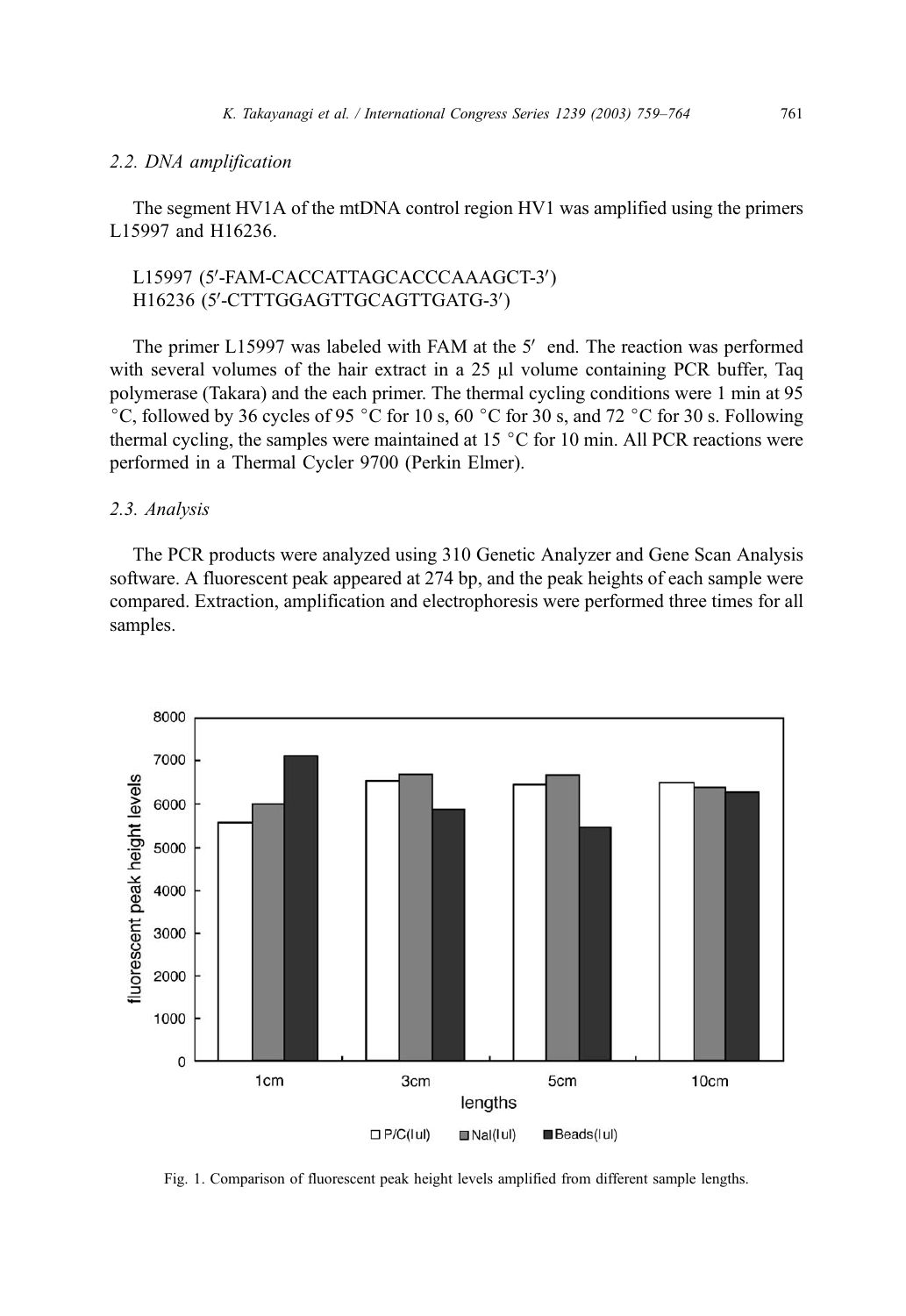### 2.2. DNA amplification

The segment HV1A of the mtDNA control region HV1 was amplified using the primers L15997 and H16236.

L15997 (5′-FAM-CACCATTAGCACCCAAAGCT-3′)
H16236 (5′-CTTTGGAGTTGCAGTTGATG-3′)

The primer L15997 was labeled with FAM at the 5′ end. The reaction was performed with several volumes of the hair extract in a 25 μl volume containing PCR buffer, Taq polymerase (Takara) and the each primer. The thermal cycling conditions were 1 min at 95 °C, followed by 36 cycles of 95 °C for 10 s, 60 °C for 30 s, and 72 °C for 30 s. Following thermal cycling, the samples were maintained at 15 °C for 10 min. All PCR reactions were performed in a Thermal Cycler 9700 (Perkin Elmer).

### 2.3. Analysis

The PCR products were analyzed using 310 Genetic Analyzer and Gene Scan Analysis software. A fluorescent peak appeared at 274 bp, and the peak heights of each sample were compared. Extraction, amplification and electrophoresis were performed three times for all samples.

Fig. 1. Comparison of fluorescent peak height levels amplified from different sample lengths.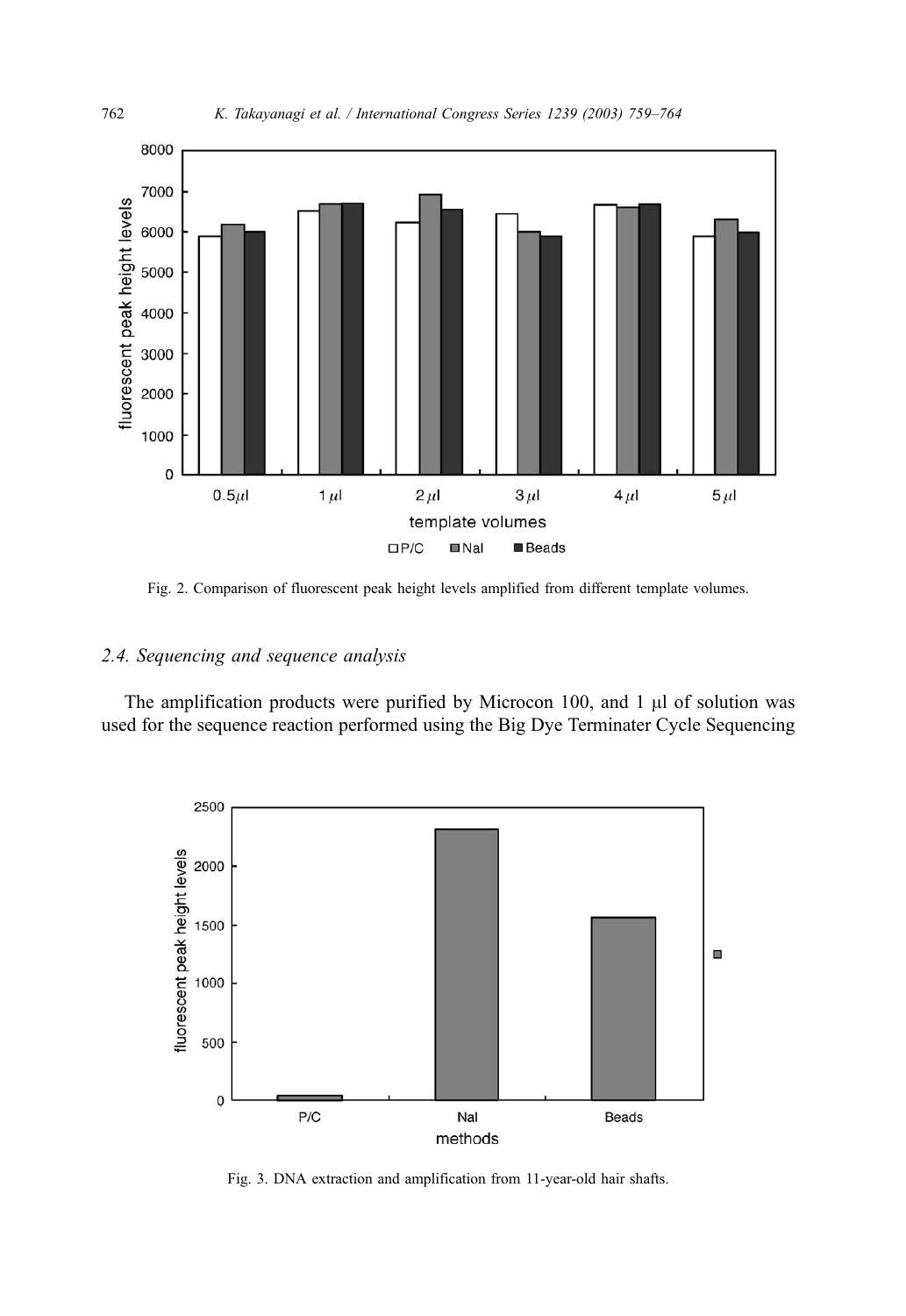Fig. 2. Comparison of fluorescent peak height levels amplified from different template volumes.

### 2.4. Sequencing and sequence analysis

The amplification products were purified by Microcon 100, and 1 μl of solution was used for the sequence reaction performed using the Big Dye Terminater Cycle Sequencing

Fig. 3. DNA extraction and amplification from 11-year-old hair shafts.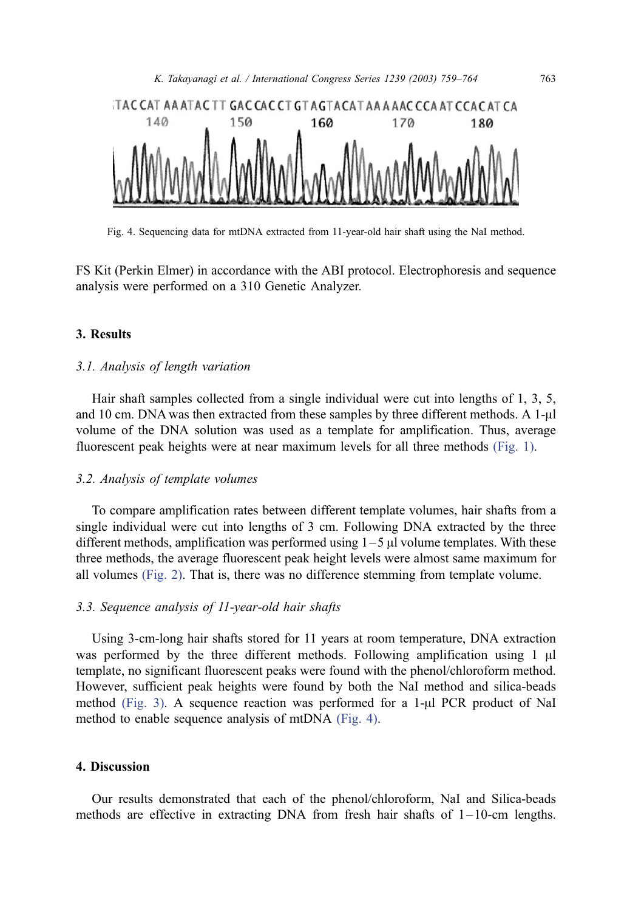Fig. 4. Sequencing data for mtDNA extracted from 11-year-old hair shaft using the NaI method.

FS Kit (Perkin Elmer) in accordance with the ABI protocol. Electrophoresis and sequence analysis were performed on a 310 Genetic Analyzer.

## 3. Results

### 3.1. Analysis of length variation

Hair shaft samples collected from a single individual were cut into lengths of 1, 3, 5, and 10 cm. DNA was then extracted from these samples by three different methods. A 1-μl volume of the DNA solution was used as a template for amplification. Thus, average fluorescent peak heights were at near maximum levels for all three methods (Fig. 1).

### 3.2. Analysis of template volumes

To compare amplification rates between different template volumes, hair shafts from a single individual were cut into lengths of 3 cm. Following DNA extracted by the three different methods, amplification was performed using 1–5 μl volume templates. With these three methods, the average fluorescent peak height levels were almost same maximum for all volumes (Fig. 2). That is, there was no difference stemming from template volume.

### 3.3. Sequence analysis of 11-year-old hair shafts

Using 3-cm-long hair shafts stored for 11 years at room temperature, DNA extraction was performed by the three different methods. Following amplification using 1 μl template, no significant fluorescent peaks were found with the phenol/chloroform method. However, sufficient peak heights were found by both the NaI method and silica-beads method (Fig. 3). A sequence reaction was performed for a 1-μl PCR product of NaI method to enable sequence analysis of mtDNA (Fig. 4).

## 4. Discussion

Our results demonstrated that each of the phenol/chloroform, NaI and Silica-beads methods are effective in extracting DNA from fresh hair shafts of 1–10-cm lengths.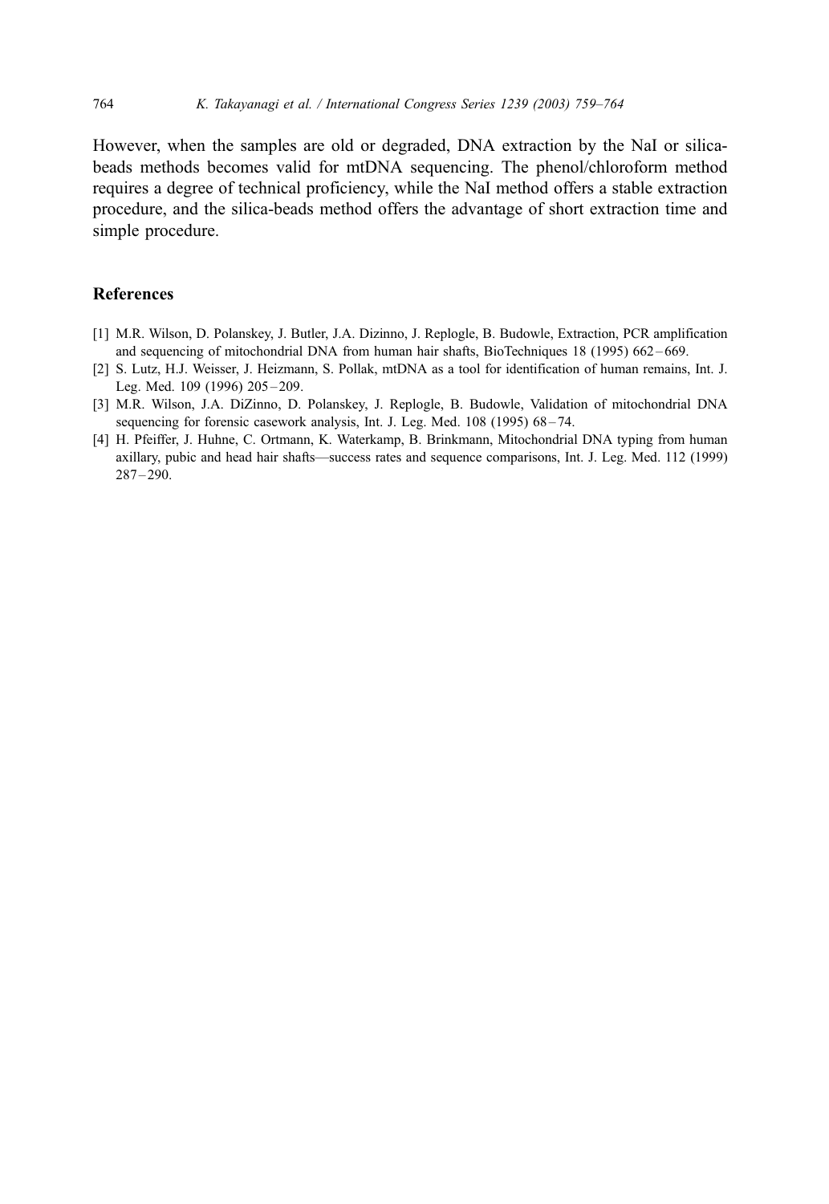However, when the samples are old or degraded, DNA extraction by the NaI or silica-beads methods becomes valid for mtDNA sequencing. The phenol/chloroform method requires a degree of technical proficiency, while the NaI method offers a stable extraction procedure, and the silica-beads method offers the advantage of short extraction time and simple procedure.

## References

[1] M.R. Wilson, D. Polanskey, J. Butler, J.A. Dizinno, J. Replogle, B. Budowle, Extraction, PCR amplification and sequencing of mitochondrial DNA from human hair shafts, BioTechniques 18 (1995) 662–669.

[2] S. Lutz, H.J. Weisser, J. Heizmann, S. Pollak, mtDNA as a tool for identification of human remains, Int. J. Leg. Med. 109 (1996) 205–209.

[3] M.R. Wilson, J.A. DiZinno, D. Polanskey, J. Replogle, B. Budowle, Validation of mitochondrial DNA sequencing for forensic casework analysis, Int. J. Leg. Med. 108 (1995) 68–74.

[4] H. Pfeiffer, J. Huhne, C. Ortmann, K. Waterkamp, B. Brinkmann, Mitochondrial DNA typing from human axillary, pubic and head hair shafts—success rates and sequence comparisons, Int. J. Leg. Med. 112 (1999) 287–290.